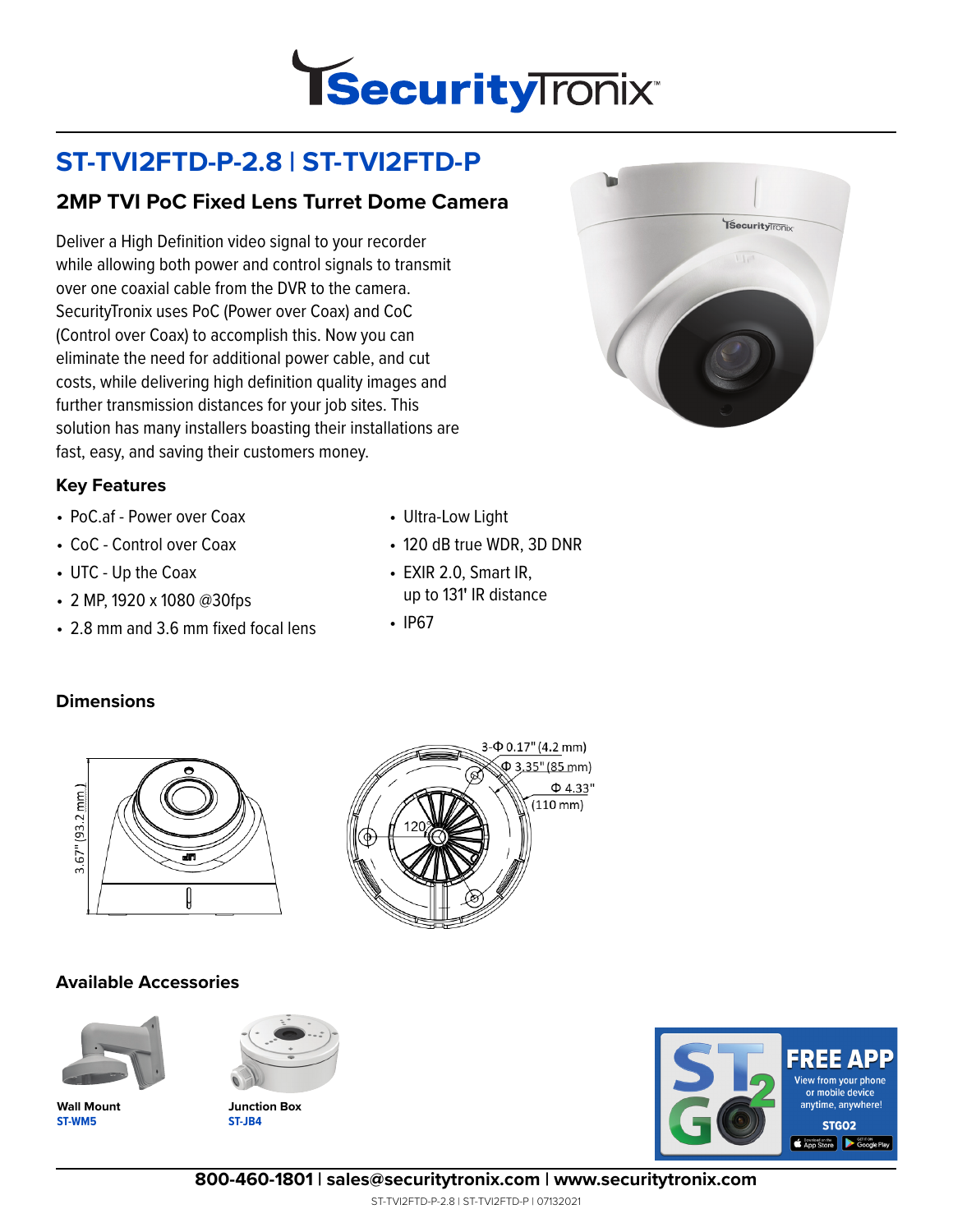# ST-TVI2FTD-P-2.8 | ST-TVI2FTD-P

## 2MP TVI PoC Fixed Lens Turret Dome Camera

Deliver a High Definition video signal to your recorder while allowing both power and control signals to transmit over one coaxial cable from the DVR to the camera. SecurityTronix uses PoC (Power over Coax) and CoC (Control over Coax) to accomplish this. Now you can eliminate the need for additional power cable, and cut costs, while delivering high definition quality images and further transmission distances for your job sites. This solution has many installers boasting their installations are fast, easy, and saving their customers money.

### Key Features

- PoC.af - Power over Coax
- CoC - Control over Coax
- UTC - Up the Coax
- 2 MP, 1920 x 1080 @30fps
- 2.8 mm and 3.6 mm fixed focal lens
- Ultra-Low Light
- 120 dB true WDR, 3D DNR
- EXIR 2.0, Smart IR, up to 131' IR distance
- IP67

### Dimensions

3.67" (93.2 mm)

3-Φ 0.17" (4.2 mm)

Φ 3.35" (85 mm)

Φ 4.33" (110 mm)

120°

### Available Accessories

**Wall Mount**
**ST-WM5**

**Junction Box**
**ST-JB4**

**FREE APP**
View from your phone or mobile device anytime, anywhere!
**STGO2**

**800-460-1801 | sales@securitytronix.com | www.securitytronix.com**

ST-TVI2FTD-P-2.8 | ST-TVI2FTD-P | 07132021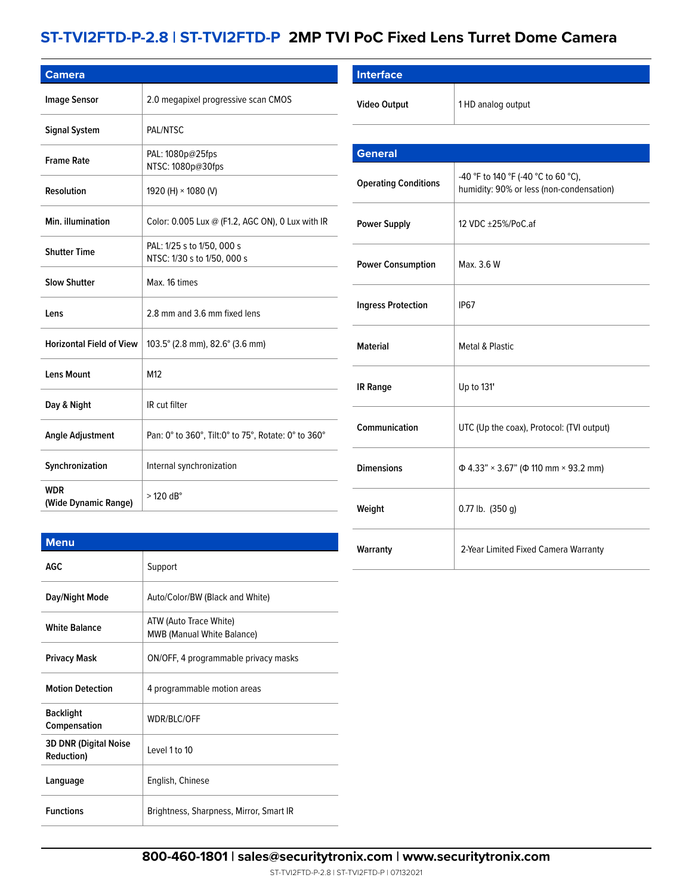# ST-TVI2FTD-P-2.8 | ST-TVI2FTD-P 2MP TVI PoC Fixed Lens Turret Dome Camera

| Camera | |
|---|---|
| Image Sensor | 2.0 megapixel progressive scan CMOS |
| Signal System | PAL/NTSC |
| Frame Rate | PAL: 1080p@25fps<br>NTSC: 1080p@30fps |
| Resolution | 1920 (H) × 1080 (V) |
| Min. illumination | Color: 0.005 Lux @ (F1.2, AGC ON), 0 Lux with IR |
| Shutter Time | PAL: 1/25 s to 1/50, 000 s<br>NTSC: 1/30 s to 1/50, 000 s |
| Slow Shutter | Max. 16 times |
| Lens | 2.8 mm and 3.6 mm fixed lens |
| Horizontal Field of View | 103.5° (2.8 mm), 82.6° (3.6 mm) |
| Lens Mount | M12 |
| Day & Night | IR cut filter |
| Angle Adjustment | Pan: 0° to 360°, Tilt:0° to 75°, Rotate: 0° to 360° |
| Synchronization | Internal synchronization |
| WDR (Wide Dynamic Range) | > 120 dB° |

| Menu | |
|---|---|
| AGC | Support |
| Day/Night Mode | Auto/Color/BW (Black and White) |
| White Balance | ATW (Auto Trace White)<br>MWB (Manual White Balance) |
| Privacy Mask | ON/OFF, 4 programmable privacy masks |
| Motion Detection | 4 programmable motion areas |
| Backlight Compensation | WDR/BLC/OFF |
| 3D DNR (Digital Noise Reduction) | Level 1 to 10 |
| Language | English, Chinese |
| Functions | Brightness, Sharpness, Mirror, Smart IR |

| Interface | |
|---|---|
| Video Output | 1 HD analog output |

| General | |
|---|---|
| Operating Conditions | -40 °F to 140 °F (-40 °C to 60 °C), humidity: 90% or less (non-condensation) |
| Power Supply | 12 VDC ±25%/PoC.af |
| Power Consumption | Max. 3.6 W |
| Ingress Protection | IP67 |
| Material | Metal & Plastic |
| IR Range | Up to 131' |
| Communication | UTC (Up the coax), Protocol: (TVI output) |
| Dimensions | Φ 4.33" × 3.67" (Φ 110 mm × 93.2 mm) |
| Weight | 0.77 lb. (350 g) |
| Warranty | 2-Year Limited Fixed Camera Warranty |

**800-460-1801 | sales@securitytronix.com | www.securitytronix.com**

ST-TVI2FTD-P-2.8 | ST-TVI2FTD-P | 07132021